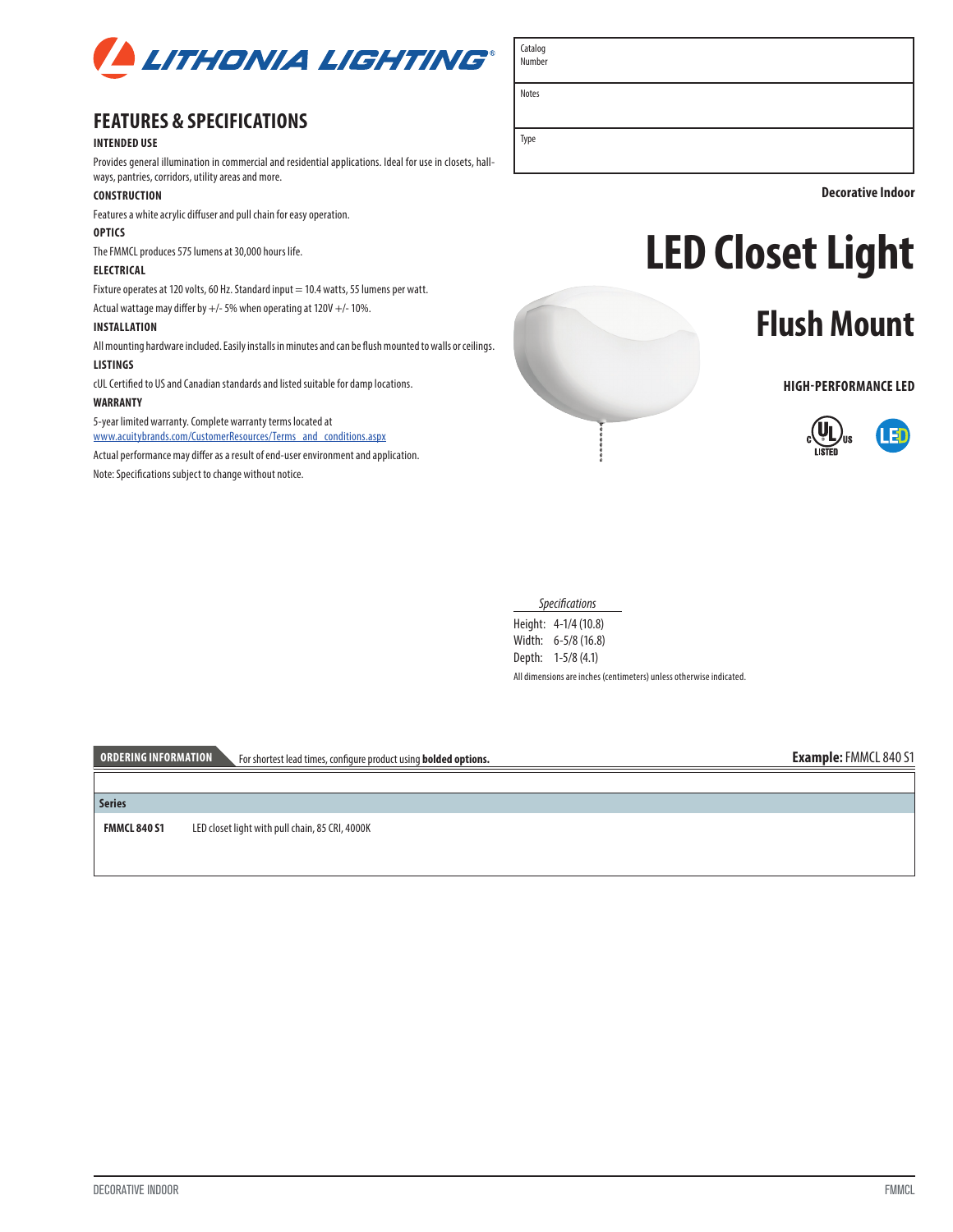LITHONIA LIGHTING®

| Catalog Number | |
|---|---|
| Notes | |
| Type | |

Decorative Indoor

# LED Closet Light

## Flush Mount

HIGH-PERFORMANCE LED

## FEATURES & SPECIFICATIONS

**INTENDED USE**

Provides general illumination in commercial and residential applications. Ideal for use in closets, hallways, pantries, corridors, utility areas and more.

**CONSTRUCTION**

Features a white acrylic diffuser and pull chain for easy operation.

**OPTICS**

The FMMCL produces 575 lumens at 30,000 hours life.

**ELECTRICAL**

Fixture operates at 120 volts, 60 Hz. Standard input = 10.4 watts, 55 lumens per watt.

Actual wattage may differ by +/- 5% when operating at 120V +/- 10%.

**INSTALLATION**

All mounting hardware included. Easily installs in minutes and can be flush mounted to walls or ceilings.

**LISTINGS**

cUL Certified to US and Canadian standards and listed suitable for damp locations.

**WARRANTY**

5-year limited warranty. Complete warranty terms located at
www.acuitybrands.com/CustomerResources/Terms_and_conditions.aspx

Actual performance may differ as a result of end-user environment and application.

Note: Specifications subject to change without notice.

*Specifications*

Height: 4-1/4 (10.8)
Width: 6-5/8 (16.8)
Depth: 1-5/8 (4.1)

All dimensions are inches (centimeters) unless otherwise indicated.

**ORDERING INFORMATION** For shortest lead times, configure product using **bolded options.**

**Example:** FMMCL 840 S1

| Series | |
|---|---|
| **FMMCL 840 S1** | LED closet light with pull chain, 85 CRI, 4000K |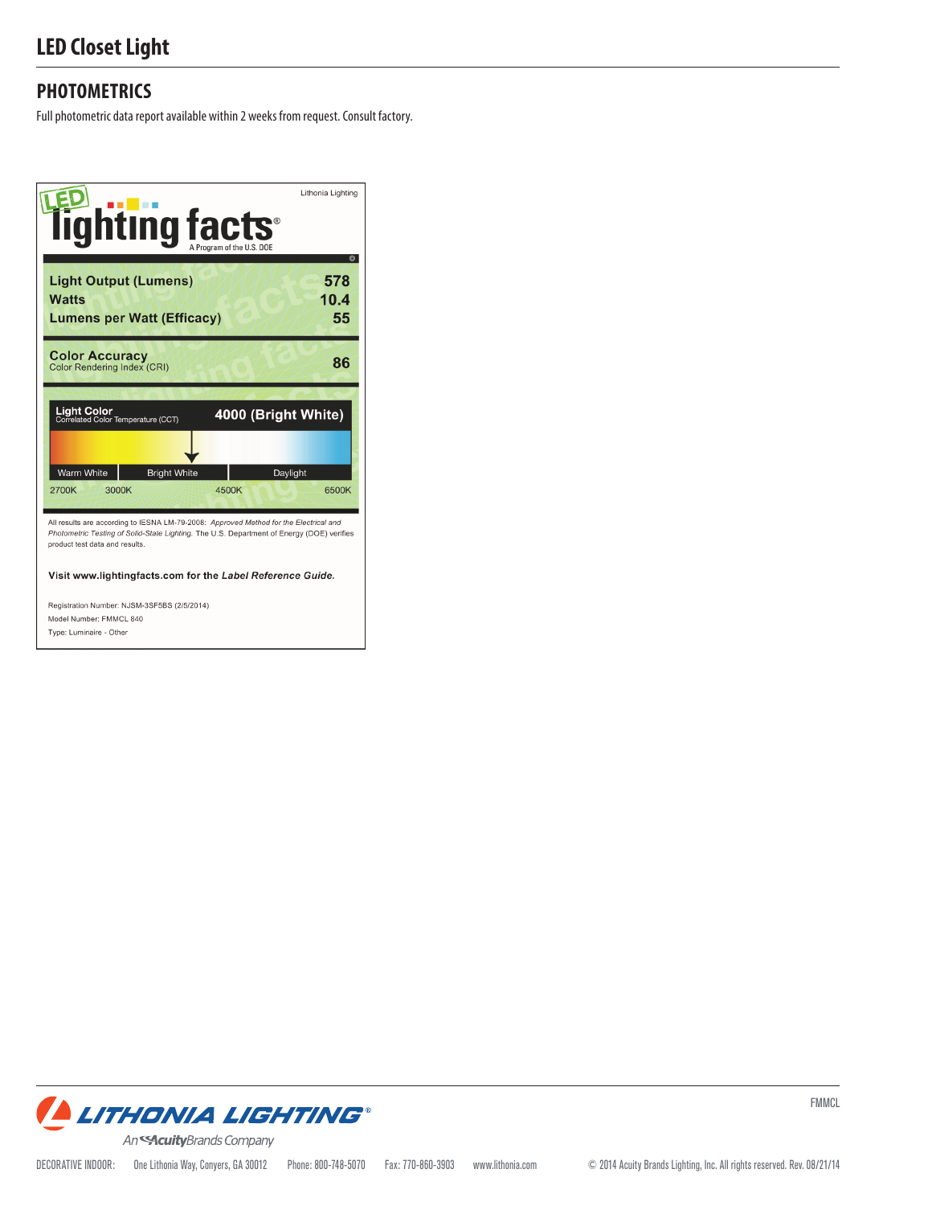# LED Closet Light

## PHOTOMETRICS

Full photometric data report available within 2 weeks from request. Consult factory.

Lithonia Lighting

**LED lighting facts®**

A Program of the U.S. DOE

| | |
|---|---|
| Light Output (Lumens) | 578 |
| Watts | 10.4 |
| Lumens per Watt (Efficacy) | 55 |
| Color Accuracy<br>Color Rendering Index (CRI) | 86 |
| Light Color<br>Correlated Color Temperature (CCT) | 4000 (Bright White) |

Warm White | Bright White | Daylight

2700K 3000K 4500K 6500K

All results are according to IESNA LM-79-2008: *Approved Method for the Electrical and Photometric Testing of Solid-State Lighting.* The U.S. Department of Energy (DOE) verifies product test data and results.

Visit www.lightingfacts.com for the *Label Reference Guide.*

Registration Number: NJSM-3SF5BS (2/5/2014)

Model Number: FMMCL 840

Type: Luminaire - Other

LITHONIA LIGHTING®

An Acuity Brands Company

FMMCL

DECORATIVE INDOOR: One Lithonia Way, Conyers, GA 30012 Phone: 800-748-5070 Fax: 770-860-3903 www.lithonia.com © 2014 Acuity Brands Lighting, Inc. All rights reserved. Rev. 08/21/14